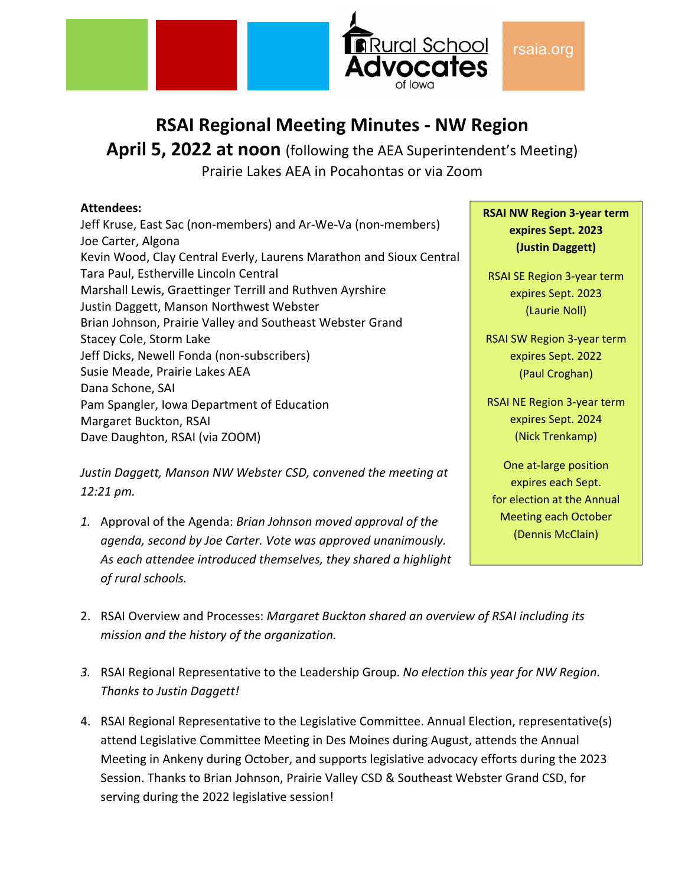# RSAI Regional Meeting Minutes - NW Region

## April 5, 2022 at noon (following the AEA Superintendent's Meeting)

Prairie Lakes AEA in Pocahontas or via Zoom

**Attendees:**
Jeff Kruse, East Sac (non-members) and Ar-We-Va (non-members)
Joe Carter, Algona
Kevin Wood, Clay Central Everly, Laurens Marathon and Sioux Central
Tara Paul, Estherville Lincoln Central
Marshall Lewis, Graettinger Terrill and Ruthven Ayrshire
Justin Daggett, Manson Northwest Webster
Brian Johnson, Prairie Valley and Southeast Webster Grand
Stacey Cole, Storm Lake
Jeff Dicks, Newell Fonda (non-subscribers)
Susie Meade, Prairie Lakes AEA
Dana Schone, SAI
Pam Spangler, Iowa Department of Education
Margaret Buckton, RSAI
Dave Daughton, RSAI (via ZOOM)

**RSAI NW Region 3-year term expires Sept. 2023 (Justin Daggett)**

RSAI SE Region 3-year term expires Sept. 2023 (Laurie Noll)

RSAI SW Region 3-year term expires Sept. 2022 (Paul Croghan)

RSAI NE Region 3-year term expires Sept. 2024 (Nick Trenkamp)

One at-large position expires each Sept. for election at the Annual Meeting each October (Dennis McClain)

*Justin Daggett, Manson NW Webster CSD, convened the meeting at 12:21 pm.*

1. Approval of the Agenda: *Brian Johnson moved approval of the agenda, second by Joe Carter. Vote was approved unanimously. As each attendee introduced themselves, they shared a highlight of rural schools.*

2. RSAI Overview and Processes: *Margaret Buckton shared an overview of RSAI including its mission and the history of the organization.*

3. RSAI Regional Representative to the Leadership Group. *No election this year for NW Region. Thanks to Justin Daggett!*

4. RSAI Regional Representative to the Legislative Committee. Annual Election, representative(s) attend Legislative Committee Meeting in Des Moines during August, attends the Annual Meeting in Ankeny during October, and supports legislative advocacy efforts during the 2023 Session. Thanks to Brian Johnson, Prairie Valley CSD & Southeast Webster Grand CSD, for serving during the 2022 legislative session!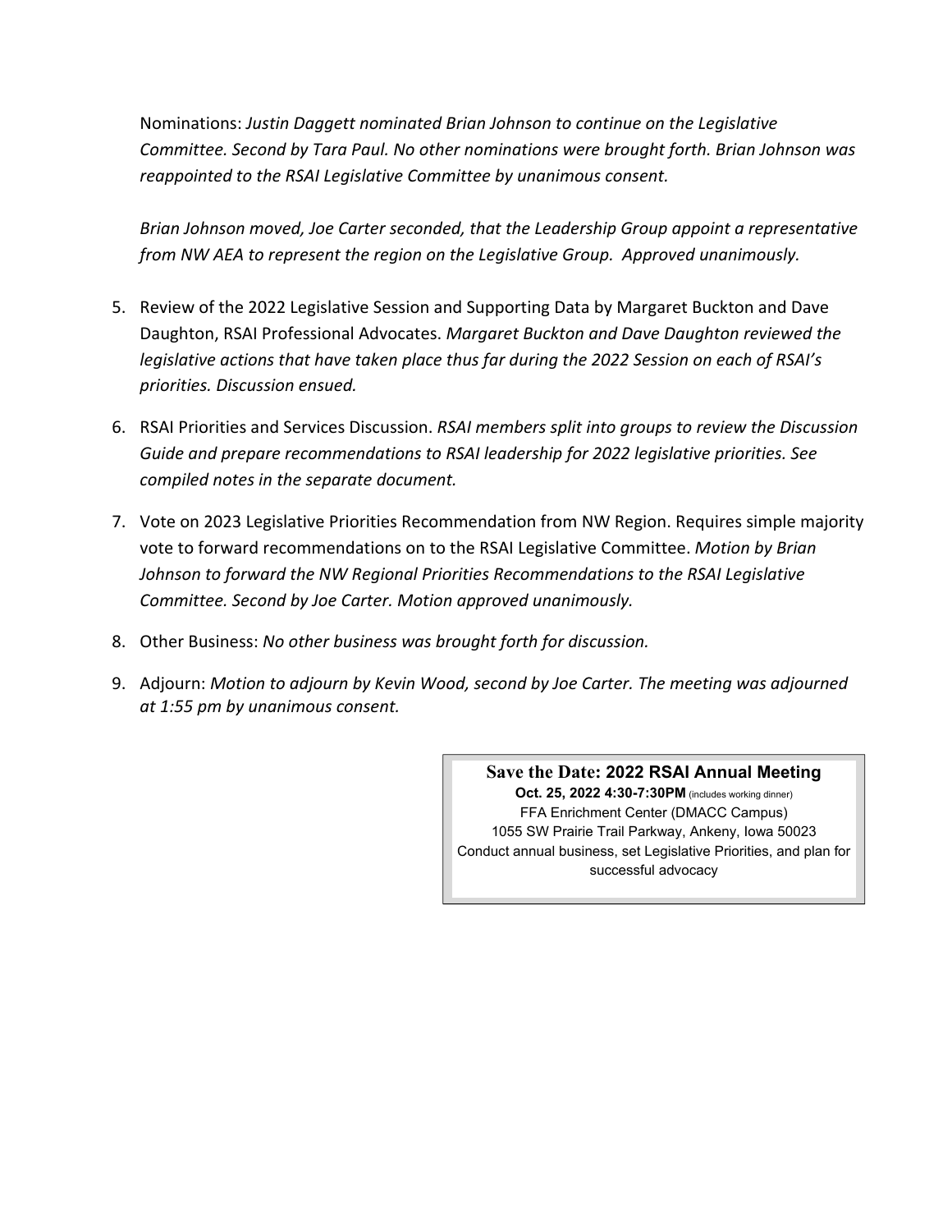Nominations: *Justin Daggett nominated Brian Johnson to continue on the Legislative Committee. Second by Tara Paul. No other nominations were brought forth. Brian Johnson was reappointed to the RSAI Legislative Committee by unanimous consent.*

*Brian Johnson moved, Joe Carter seconded, that the Leadership Group appoint a representative from NW AEA to represent the region on the Legislative Group. Approved unanimously.*

5. Review of the 2022 Legislative Session and Supporting Data by Margaret Buckton and Dave Daughton, RSAI Professional Advocates. *Margaret Buckton and Dave Daughton reviewed the legislative actions that have taken place thus far during the 2022 Session on each of RSAI's priorities. Discussion ensued.*
6. RSAI Priorities and Services Discussion. *RSAI members split into groups to review the Discussion Guide and prepare recommendations to RSAI leadership for 2022 legislative priorities. See compiled notes in the separate document.*
7. Vote on 2023 Legislative Priorities Recommendation from NW Region. Requires simple majority vote to forward recommendations on to the RSAI Legislative Committee. *Motion by Brian Johnson to forward the NW Regional Priorities Recommendations to the RSAI Legislative Committee. Second by Joe Carter. Motion approved unanimously.*
8. Other Business: *No other business was brought forth for discussion.*
9. Adjourn: *Motion to adjourn by Kevin Wood, second by Joe Carter. The meeting was adjourned at 1:55 pm by unanimous consent.*

**Save the Date: 2022 RSAI Annual Meeting**
**Oct. 25, 2022 4:30-7:30PM** (includes working dinner)
FFA Enrichment Center (DMACC Campus)
1055 SW Prairie Trail Parkway, Ankeny, Iowa 50023
Conduct annual business, set Legislative Priorities, and plan for successful advocacy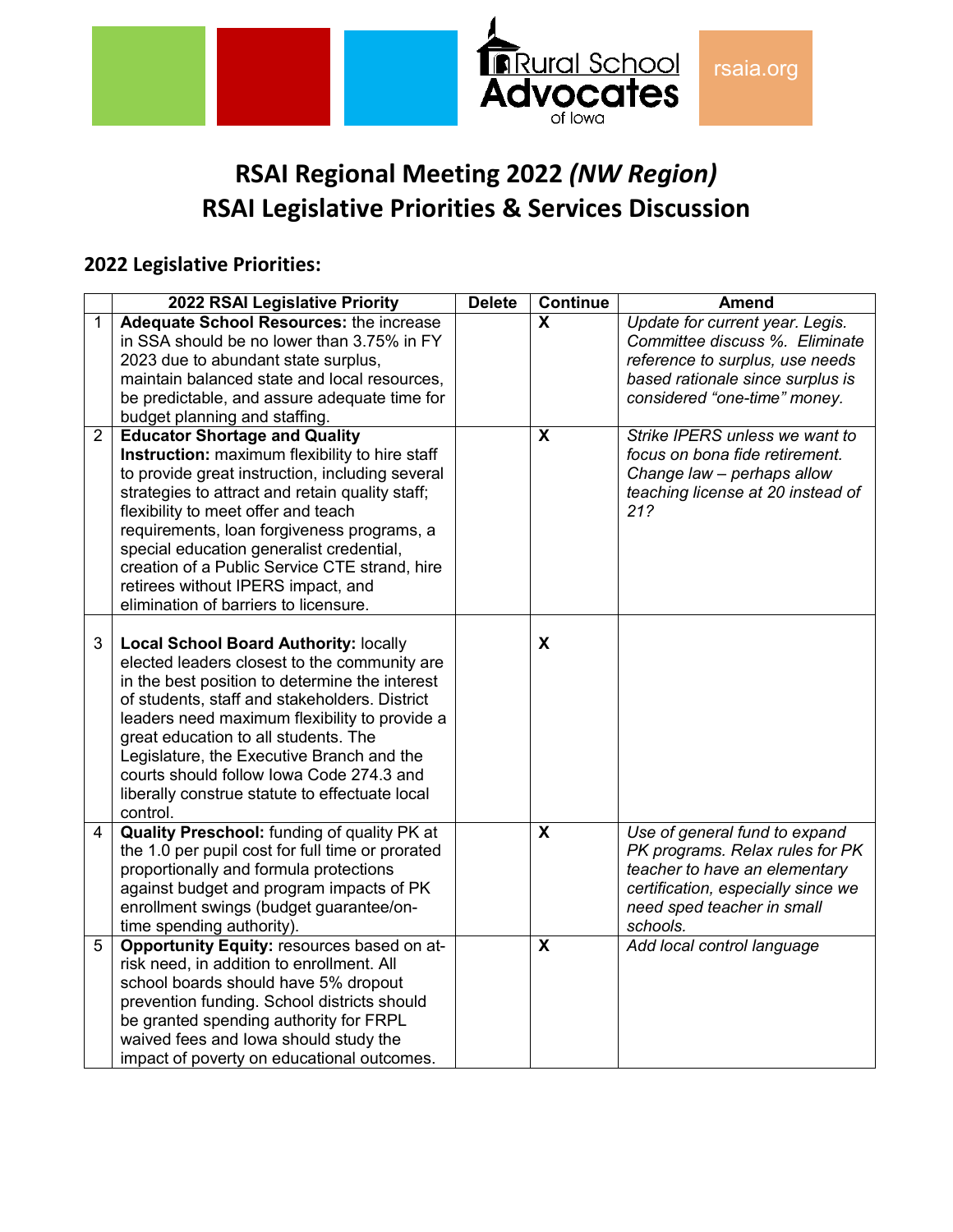# RSAI Regional Meeting 2022 *(NW Region)*
# RSAI Legislative Priorities & Services Discussion

## 2022 Legislative Priorities:

| | 2022 RSAI Legislative Priority | Delete | Continue | Amend |
|---|---|---|---|---|
| 1 | **Adequate School Resources:** the increase in SSA should be no lower than 3.75% in FY 2023 due to abundant state surplus, maintain balanced state and local resources, be predictable, and assure adequate time for budget planning and staffing. | | X | *Update for current year. Legis. Committee discuss %. Eliminate reference to surplus, use needs based rationale since surplus is considered "one-time" money.* |
| 2 | **Educator Shortage and Quality Instruction:** maximum flexibility to hire staff to provide great instruction, including several strategies to attract and retain quality staff; flexibility to meet offer and teach requirements, loan forgiveness programs, a special education generalist credential, creation of a Public Service CTE strand, hire retirees without IPERS impact, and elimination of barriers to licensure. | | X | *Strike IPERS unless we want to focus on bona fide retirement. Change law – perhaps allow teaching license at 20 instead of 21?* |
| 3 | **Local School Board Authority:** locally elected leaders closest to the community are in the best position to determine the interest of students, staff and stakeholders. District leaders need maximum flexibility to provide a great education to all students. The Legislature, the Executive Branch and the courts should follow Iowa Code 274.3 and liberally construe statute to effectuate local control. | | X | |
| 4 | **Quality Preschool:** funding of quality PK at the 1.0 per pupil cost for full time or prorated proportionally and formula protections against budget and program impacts of PK enrollment swings (budget guarantee/on-time spending authority). | | X | *Use of general fund to expand PK programs. Relax rules for PK teacher to have an elementary certification, especially since we need sped teacher in small schools.* |
| 5 | **Opportunity Equity:** resources based on at-risk need, in addition to enrollment. All school boards should have 5% dropout prevention funding. School districts should be granted spending authority for FRPL waived fees and Iowa should study the impact of poverty on educational outcomes. | | X | *Add local control language* |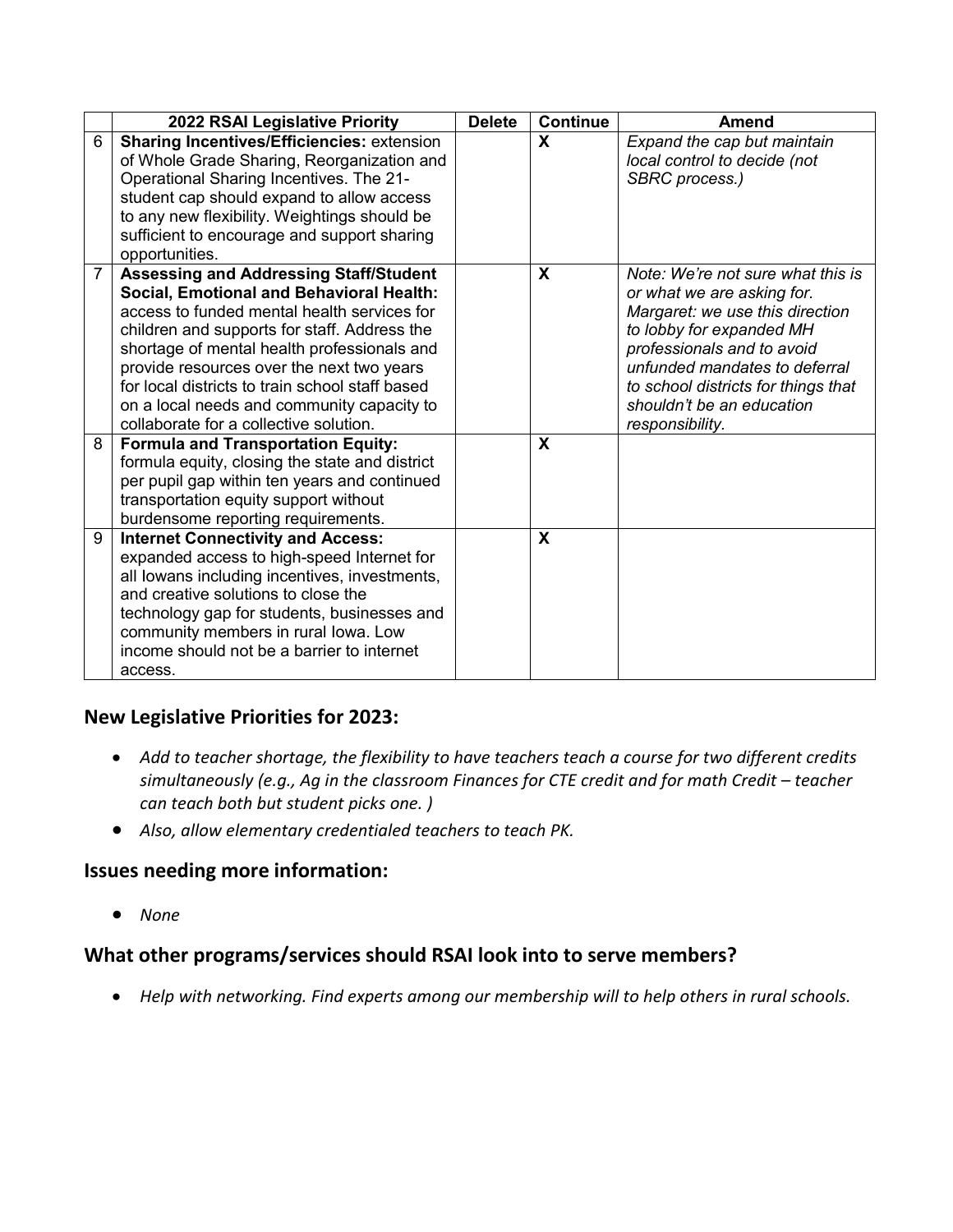| | 2022 RSAI Legislative Priority | Delete | Continue | Amend |
|---|---|---|---|---|
| 6 | **Sharing Incentives/Efficiencies:** extension of Whole Grade Sharing, Reorganization and Operational Sharing Incentives. The 21-student cap should expand to allow access to any new flexibility. Weightings should be sufficient to encourage and support sharing opportunities. | | X | *Expand the cap but maintain local control to decide (not SBRC process.)* |
| 7 | **Assessing and Addressing Staff/Student Social, Emotional and Behavioral Health:** access to funded mental health services for children and supports for staff. Address the shortage of mental health professionals and provide resources over the next two years for local districts to train school staff based on a local needs and community capacity to collaborate for a collective solution. | | X | *Note: We're not sure what this is or what we are asking for. Margaret: we use this direction to lobby for expanded MH professionals and to avoid unfunded mandates to deferral to school districts for things that shouldn't be an education responsibility.* |
| 8 | **Formula and Transportation Equity:** formula equity, closing the state and district per pupil gap within ten years and continued transportation equity support without burdensome reporting requirements. | | X | |
| 9 | **Internet Connectivity and Access:** expanded access to high-speed Internet for all Iowans including incentives, investments, and creative solutions to close the technology gap for students, businesses and community members in rural Iowa. Low income should not be a barrier to internet access. | | X | |

## New Legislative Priorities for 2023:

- *Add to teacher shortage, the flexibility to have teachers teach a course for two different credits simultaneously (e.g., Ag in the classroom Finances for CTE credit and for math Credit – teacher can teach both but student picks one. )*
- *Also, allow elementary credentialed teachers to teach PK.*

## Issues needing more information:

- *None*

## What other programs/services should RSAI look into to serve members?

- *Help with networking. Find experts among our membership will to help others in rural schools.*